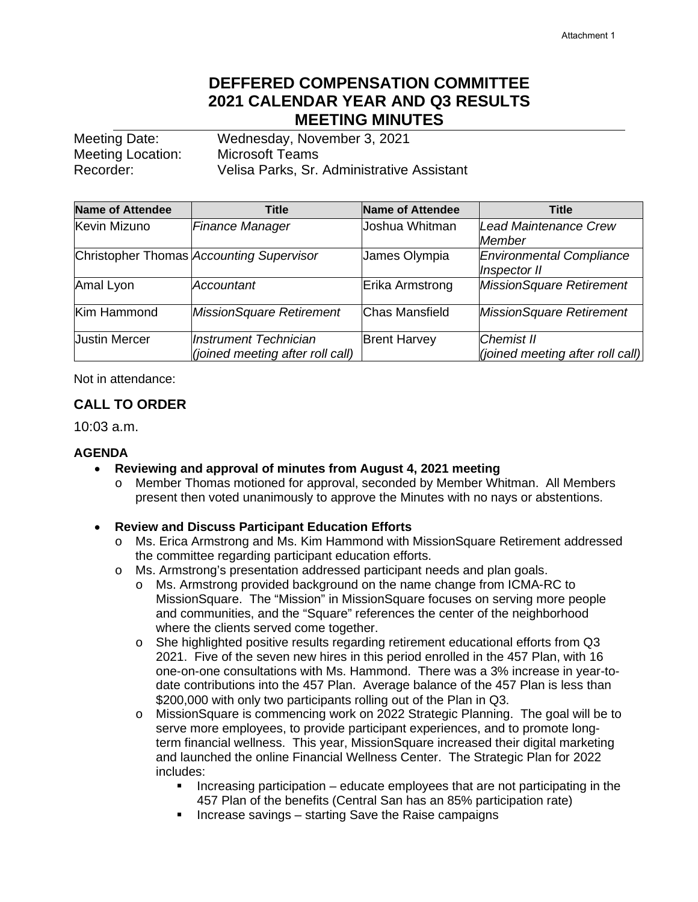Attachment 1

# DEFFERED COMPENSATION COMMITTEE
# 2021 CALENDAR YEAR AND Q3 RESULTS
# MEETING MINUTES

Meeting Date: Wednesday, November 3, 2021
Meeting Location: Microsoft Teams
Recorder: Velisa Parks, Sr. Administrative Assistant

| Name of Attendee | Title | Name of Attendee | Title |
|---|---|---|---|
| Kevin Mizuno | *Finance Manager* | Joshua Whitman | *Lead Maintenance Crew Member* |
| Christopher Thomas | *Accounting Supervisor* | James Olympia | *Environmental Compliance Inspector II* |
| Amal Lyon | *Accountant* | Erika Armstrong | *MissionSquare Retirement* |
| Kim Hammond | *MissionSquare Retirement* | Chas Mansfield | *MissionSquare Retirement* |
| Justin Mercer | *Instrument Technician (joined meeting after roll call)* | Brent Harvey | *Chemist II (joined meeting after roll call)* |

Not in attendance:

## CALL TO ORDER

10:03 a.m.

### AGENDA

- **Reviewing and approval of minutes from August 4, 2021 meeting**
  - Member Thomas motioned for approval, seconded by Member Whitman. All Members present then voted unanimously to approve the Minutes with no nays or abstentions.

- **Review and Discuss Participant Education Efforts**
  - Ms. Erica Armstrong and Ms. Kim Hammond with MissionSquare Retirement addressed the committee regarding participant education efforts.
  - Ms. Armstrong's presentation addressed participant needs and plan goals.
    - Ms. Armstrong provided background on the name change from ICMA-RC to MissionSquare. The "Mission" in MissionSquare focuses on serving more people and communities, and the "Square" references the center of the neighborhood where the clients served come together.
    - She highlighted positive results regarding retirement educational efforts from Q3 2021. Five of the seven new hires in this period enrolled in the 457 Plan, with 16 one-on-one consultations with Ms. Hammond. There was a 3% increase in year-to-date contributions into the 457 Plan. Average balance of the 457 Plan is less than $200,000 with only two participants rolling out of the Plan in Q3.
    - MissionSquare is commencing work on 2022 Strategic Planning. The goal will be to serve more employees, to provide participant experiences, and to promote long-term financial wellness. This year, MissionSquare increased their digital marketing and launched the online Financial Wellness Center. The Strategic Plan for 2022 includes:
      - Increasing participation – educate employees that are not participating in the 457 Plan of the benefits (Central San has an 85% participation rate)
      - Increase savings – starting Save the Raise campaigns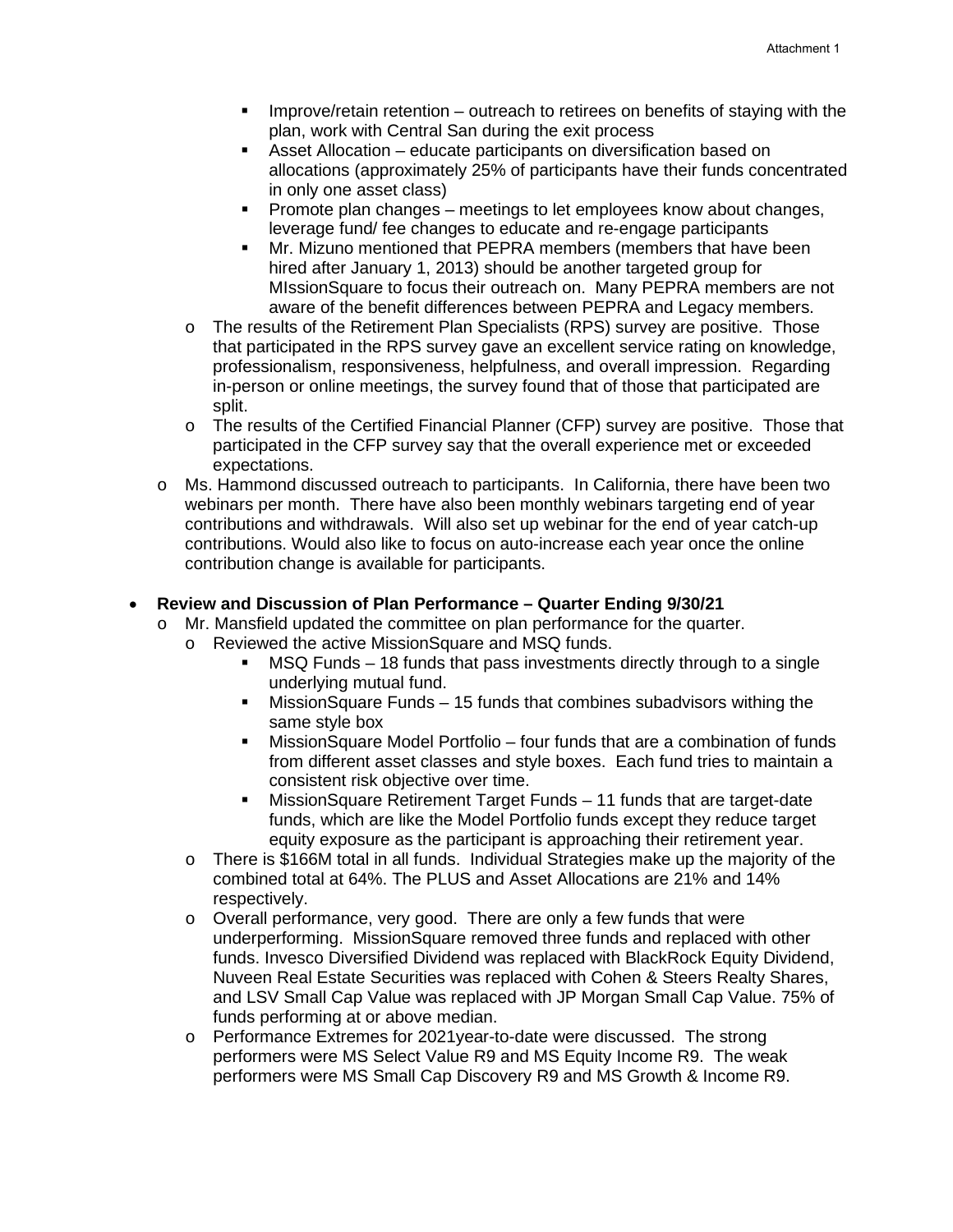- Improve/retain retention – outreach to retirees on benefits of staying with the plan, work with Central San during the exit process
        - Asset Allocation – educate participants on diversification based on allocations (approximately 25% of participants have their funds concentrated in only one asset class)
        - Promote plan changes – meetings to let employees know about changes, leverage fund/ fee changes to educate and re-engage participants
        - Mr. Mizuno mentioned that PEPRA members (members that have been hired after January 1, 2013) should be another targeted group for MIssionSquare to focus their outreach on. Many PEPRA members are not aware of the benefit differences between PEPRA and Legacy members.
    - The results of the Retirement Plan Specialists (RPS) survey are positive. Those that participated in the RPS survey gave an excellent service rating on knowledge, professionalism, responsiveness, helpfulness, and overall impression. Regarding in-person or online meetings, the survey found that of those that participated are split.
    - The results of the Certified Financial Planner (CFP) survey are positive. Those that participated in the CFP survey say that the overall experience met or exceeded expectations.
  - Ms. Hammond discussed outreach to participants. In California, there have been two webinars per month. There have also been monthly webinars targeting end of year contributions and withdrawals. Will also set up webinar for the end of year catch-up contributions. Would also like to focus on auto-increase each year once the online contribution change is available for participants.

- **Review and Discussion of Plan Performance – Quarter Ending 9/30/21**
  - Mr. Mansfield updated the committee on plan performance for the quarter.
    - Reviewed the active MissionSquare and MSQ funds.
      - MSQ Funds – 18 funds that pass investments directly through to a single underlying mutual fund.
      - MissionSquare Funds – 15 funds that combines subadvisors withing the same style box
      - MissionSquare Model Portfolio – four funds that are a combination of funds from different asset classes and style boxes. Each fund tries to maintain a consistent risk objective over time.
      - MissionSquare Retirement Target Funds – 11 funds that are target-date funds, which are like the Model Portfolio funds except they reduce target equity exposure as the participant is approaching their retirement year.
    - There is $166M total in all funds. Individual Strategies make up the majority of the combined total at 64%. The PLUS and Asset Allocations are 21% and 14% respectively.
    - Overall performance, very good. There are only a few funds that were underperforming. MissionSquare removed three funds and replaced with other funds. Invesco Diversified Dividend was replaced with BlackRock Equity Dividend, Nuveen Real Estate Securities was replaced with Cohen & Steers Realty Shares, and LSV Small Cap Value was replaced with JP Morgan Small Cap Value. 75% of funds performing at or above median.
    - Performance Extremes for 2021year-to-date were discussed. The strong performers were MS Select Value R9 and MS Equity Income R9. The weak performers were MS Small Cap Discovery R9 and MS Growth & Income R9.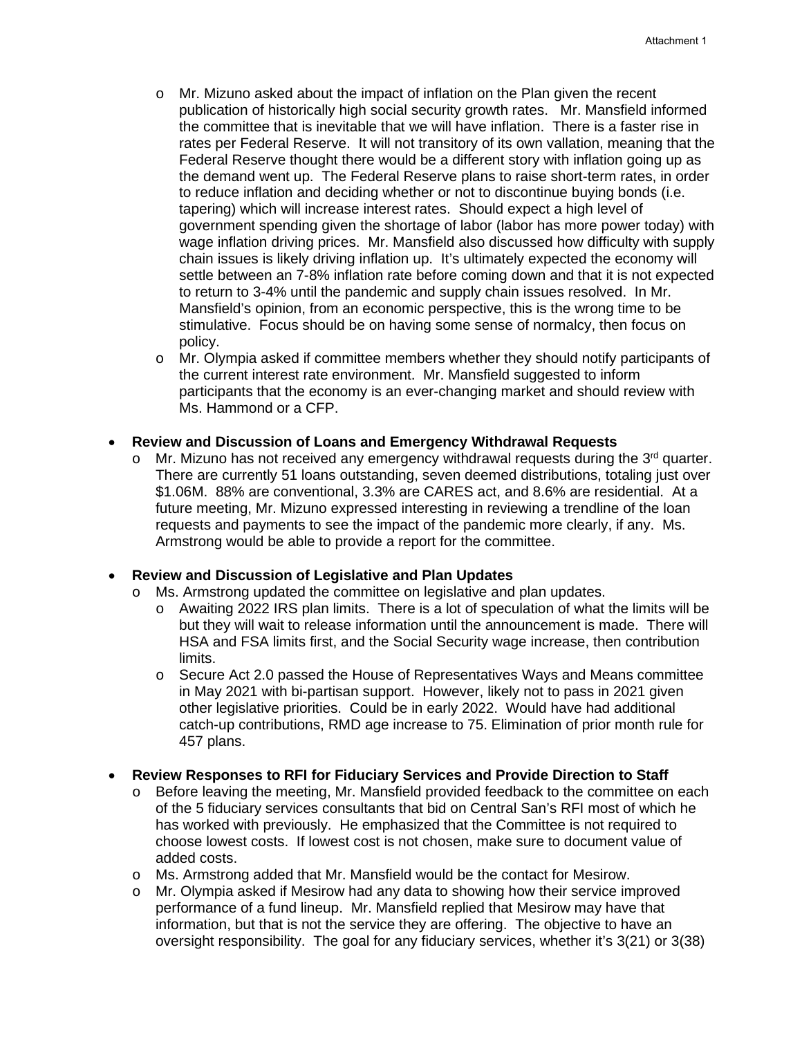- Mr. Mizuno asked about the impact of inflation on the Plan given the recent publication of historically high social security growth rates. Mr. Mansfield informed the committee that is inevitable that we will have inflation. There is a faster rise in rates per Federal Reserve. It will not transitory of its own vallation, meaning that the Federal Reserve thought there would be a different story with inflation going up as the demand went up. The Federal Reserve plans to raise short-term rates, in order to reduce inflation and deciding whether or not to discontinue buying bonds (i.e. tapering) which will increase interest rates. Should expect a high level of government spending given the shortage of labor (labor has more power today) with wage inflation driving prices. Mr. Mansfield also discussed how difficulty with supply chain issues is likely driving inflation up. It's ultimately expected the economy will settle between an 7-8% inflation rate before coming down and that it is not expected to return to 3-4% until the pandemic and supply chain issues resolved. In Mr. Mansfield's opinion, from an economic perspective, this is the wrong time to be stimulative. Focus should be on having some sense of normalcy, then focus on policy.
- Mr. Olympia asked if committee members whether they should notify participants of the current interest rate environment. Mr. Mansfield suggested to inform participants that the economy is an ever-changing market and should review with Ms. Hammond or a CFP.

- **Review and Discussion of Loans and Emergency Withdrawal Requests**
  - Mr. Mizuno has not received any emergency withdrawal requests during the 3rd quarter. There are currently 51 loans outstanding, seven deemed distributions, totaling just over $1.06M. 88% are conventional, 3.3% are CARES act, and 8.6% are residential. At a future meeting, Mr. Mizuno expressed interesting in reviewing a trendline of the loan requests and payments to see the impact of the pandemic more clearly, if any. Ms. Armstrong would be able to provide a report for the committee.

- **Review and Discussion of Legislative and Plan Updates**
  - Ms. Armstrong updated the committee on legislative and plan updates.
    - Awaiting 2022 IRS plan limits. There is a lot of speculation of what the limits will be but they will wait to release information until the announcement is made. There will HSA and FSA limits first, and the Social Security wage increase, then contribution limits.
    - Secure Act 2.0 passed the House of Representatives Ways and Means committee in May 2021 with bi-partisan support. However, likely not to pass in 2021 given other legislative priorities. Could be in early 2022. Would have had additional catch-up contributions, RMD age increase to 75. Elimination of prior month rule for 457 plans.

- **Review Responses to RFI for Fiduciary Services and Provide Direction to Staff**
  - Before leaving the meeting, Mr. Mansfield provided feedback to the committee on each of the 5 fiduciary services consultants that bid on Central San's RFI most of which he has worked with previously. He emphasized that the Committee is not required to choose lowest costs. If lowest cost is not chosen, make sure to document value of added costs.
  - Ms. Armstrong added that Mr. Mansfield would be the contact for Mesirow.
  - Mr. Olympia asked if Mesirow had any data to showing how their service improved performance of a fund lineup. Mr. Mansfield replied that Mesirow may have that information, but that is not the service they are offering. The objective to have an oversight responsibility. The goal for any fiduciary services, whether it's 3(21) or 3(38)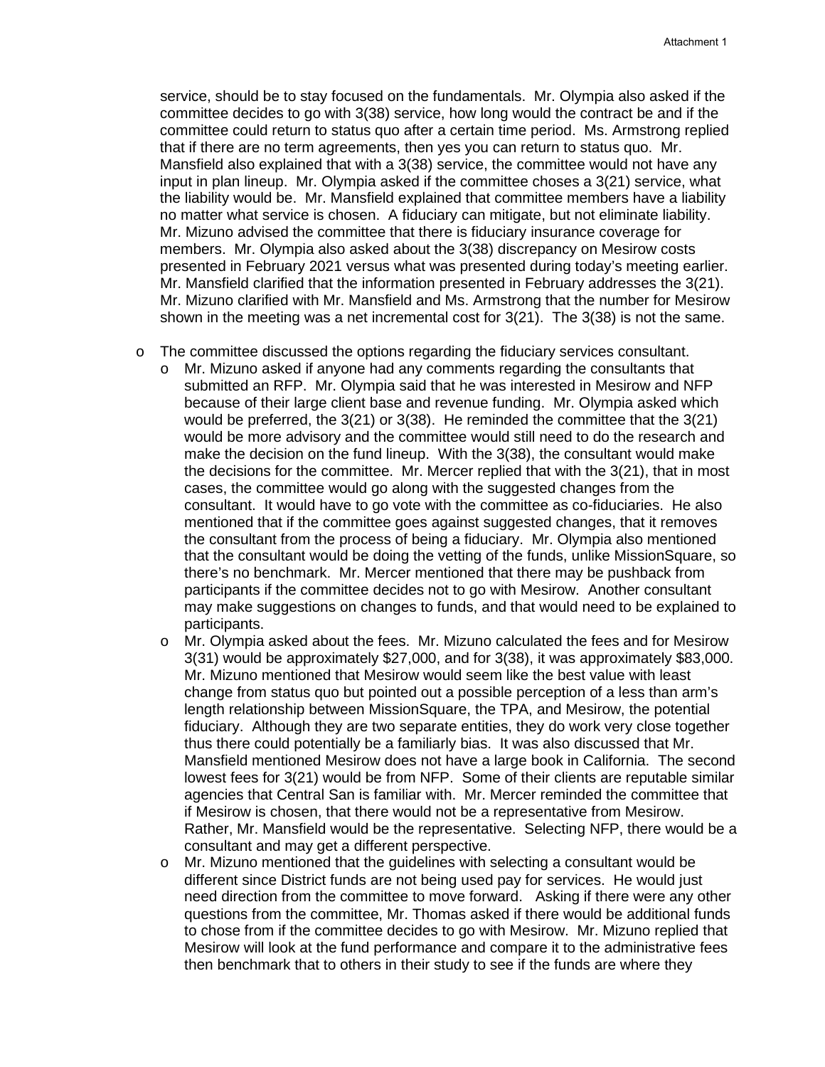service, should be to stay focused on the fundamentals. Mr. Olympia also asked if the committee decides to go with 3(38) service, how long would the contract be and if the committee could return to status quo after a certain time period. Ms. Armstrong replied that if there are no term agreements, then yes you can return to status quo. Mr. Mansfield also explained that with a 3(38) service, the committee would not have any input in plan lineup. Mr. Olympia asked if the committee choses a 3(21) service, what the liability would be. Mr. Mansfield explained that committee members have a liability no matter what service is chosen. A fiduciary can mitigate, but not eliminate liability. Mr. Mizuno advised the committee that there is fiduciary insurance coverage for members. Mr. Olympia also asked about the 3(38) discrepancy on Mesirow costs presented in February 2021 versus what was presented during today's meeting earlier. Mr. Mansfield clarified that the information presented in February addresses the 3(21). Mr. Mizuno clarified with Mr. Mansfield and Ms. Armstrong that the number for Mesirow shown in the meeting was a net incremental cost for 3(21). The 3(38) is not the same.

- The committee discussed the options regarding the fiduciary services consultant.
  - Mr. Mizuno asked if anyone had any comments regarding the consultants that submitted an RFP. Mr. Olympia said that he was interested in Mesirow and NFP because of their large client base and revenue funding. Mr. Olympia asked which would be preferred, the 3(21) or 3(38). He reminded the committee that the 3(21) would be more advisory and the committee would still need to do the research and make the decision on the fund lineup. With the 3(38), the consultant would make the decisions for the committee. Mr. Mercer replied that with the 3(21), that in most cases, the committee would go along with the suggested changes from the consultant. It would have to go vote with the committee as co-fiduciaries. He also mentioned that if the committee goes against suggested changes, that it removes the consultant from the process of being a fiduciary. Mr. Olympia also mentioned that the consultant would be doing the vetting of the funds, unlike MissionSquare, so there's no benchmark. Mr. Mercer mentioned that there may be pushback from participants if the committee decides not to go with Mesirow. Another consultant may make suggestions on changes to funds, and that would need to be explained to participants.
  - Mr. Olympia asked about the fees. Mr. Mizuno calculated the fees and for Mesirow 3(31) would be approximately $27,000, and for 3(38), it was approximately $83,000. Mr. Mizuno mentioned that Mesirow would seem like the best value with least change from status quo but pointed out a possible perception of a less than arm's length relationship between MissionSquare, the TPA, and Mesirow, the potential fiduciary. Although they are two separate entities, they do work very close together thus there could potentially be a familiarly bias. It was also discussed that Mr. Mansfield mentioned Mesirow does not have a large book in California. The second lowest fees for 3(21) would be from NFP. Some of their clients are reputable similar agencies that Central San is familiar with. Mr. Mercer reminded the committee that if Mesirow is chosen, that there would not be a representative from Mesirow. Rather, Mr. Mansfield would be the representative. Selecting NFP, there would be a consultant and may get a different perspective.
  - Mr. Mizuno mentioned that the guidelines with selecting a consultant would be different since District funds are not being used pay for services. He would just need direction from the committee to move forward. Asking if there were any other questions from the committee, Mr. Thomas asked if there would be additional funds to chose from if the committee decides to go with Mesirow. Mr. Mizuno replied that Mesirow will look at the fund performance and compare it to the administrative fees then benchmark that to others in their study to see if the funds are where they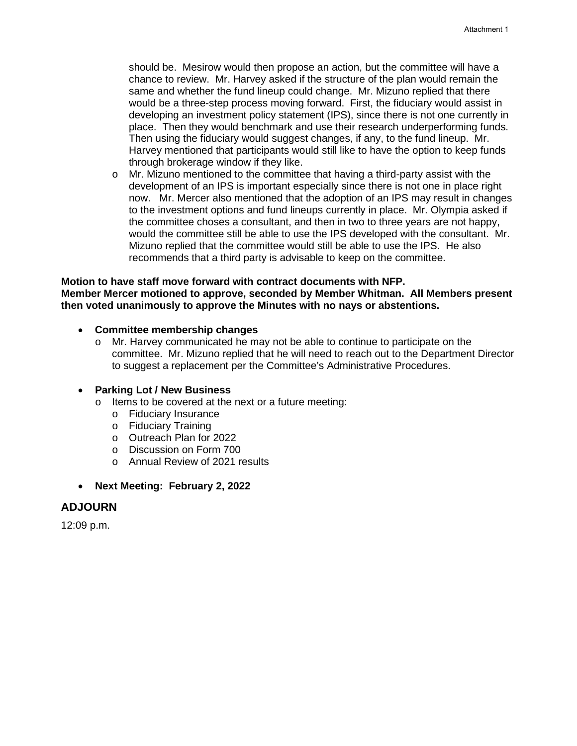should be. Mesirow would then propose an action, but the committee will have a chance to review. Mr. Harvey asked if the structure of the plan would remain the same and whether the fund lineup could change. Mr. Mizuno replied that there would be a three-step process moving forward. First, the fiduciary would assist in developing an investment policy statement (IPS), since there is not one currently in place. Then they would benchmark and use their research underperforming funds. Then using the fiduciary would suggest changes, if any, to the fund lineup. Mr. Harvey mentioned that participants would still like to have the option to keep funds through brokerage window if they like.

- Mr. Mizuno mentioned to the committee that having a third-party assist with the development of an IPS is important especially since there is not one in place right now. Mr. Mercer also mentioned that the adoption of an IPS may result in changes to the investment options and fund lineups currently in place. Mr. Olympia asked if the committee choses a consultant, and then in two to three years are not happy, would the committee still be able to use the IPS developed with the consultant. Mr. Mizuno replied that the committee would still be able to use the IPS. He also recommends that a third party is advisable to keep on the committee.

**Motion to have staff move forward with contract documents with NFP.**
**Member Mercer motioned to approve, seconded by Member Whitman. All Members present then voted unanimously to approve the Minutes with no nays or abstentions.**

- **Committee membership changes**
  - Mr. Harvey communicated he may not be able to continue to participate on the committee. Mr. Mizuno replied that he will need to reach out to the Department Director to suggest a replacement per the Committee's Administrative Procedures.

- **Parking Lot / New Business**
  - Items to be covered at the next or a future meeting:
  - Fiduciary Insurance
  - Fiduciary Training
  - Outreach Plan for 2022
  - Discussion on Form 700
  - Annual Review of 2021 results

- **Next Meeting: February 2, 2022**

## ADJOURN

12:09 p.m.